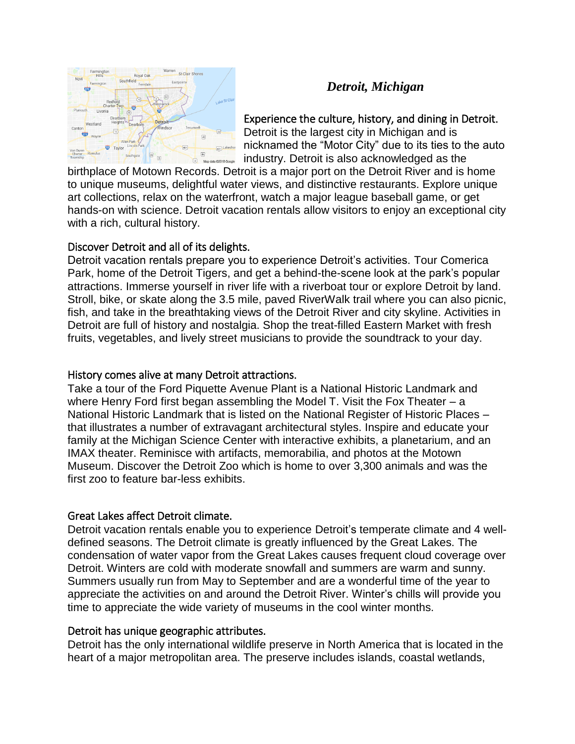*Detroit, Michigan*

## Experience the culture, history, and dining in Detroit.

Detroit is the largest city in Michigan and is nicknamed the "Motor City" due to its ties to the auto industry. Detroit is also acknowledged as the birthplace of Motown Records. Detroit is a major port on the Detroit River and is home to unique museums, delightful water views, and distinctive restaurants. Explore unique art collections, relax on the waterfront, watch a major league baseball game, or get hands-on with science. Detroit vacation rentals allow visitors to enjoy an exceptional city with a rich, cultural history.

## Discover Detroit and all of its delights.

Detroit vacation rentals prepare you to experience Detroit's activities. Tour Comerica Park, home of the Detroit Tigers, and get a behind-the-scene look at the park's popular attractions. Immerse yourself in river life with a riverboat tour or explore Detroit by land. Stroll, bike, or skate along the 3.5 mile, paved RiverWalk trail where you can also picnic, fish, and take in the breathtaking views of the Detroit River and city skyline. Activities in Detroit are full of history and nostalgia. Shop the treat-filled Eastern Market with fresh fruits, vegetables, and lively street musicians to provide the soundtrack to your day.

## History comes alive at many Detroit attractions.

Take a tour of the Ford Piquette Avenue Plant is a National Historic Landmark and where Henry Ford first began assembling the Model T. Visit the Fox Theater – a National Historic Landmark that is listed on the National Register of Historic Places – that illustrates a number of extravagant architectural styles. Inspire and educate your family at the Michigan Science Center with interactive exhibits, a planetarium, and an IMAX theater. Reminisce with artifacts, memorabilia, and photos at the Motown Museum. Discover the Detroit Zoo which is home to over 3,300 animals and was the first zoo to feature bar-less exhibits.

## Great Lakes affect Detroit climate.

Detroit vacation rentals enable you to experience Detroit's temperate climate and 4 well-defined seasons. The Detroit climate is greatly influenced by the Great Lakes. The condensation of water vapor from the Great Lakes causes frequent cloud coverage over Detroit. Winters are cold with moderate snowfall and summers are warm and sunny. Summers usually run from May to September and are a wonderful time of the year to appreciate the activities on and around the Detroit River. Winter's chills will provide you time to appreciate the wide variety of museums in the cool winter months.

## Detroit has unique geographic attributes.

Detroit has the only international wildlife preserve in North America that is located in the heart of a major metropolitan area. The preserve includes islands, coastal wetlands,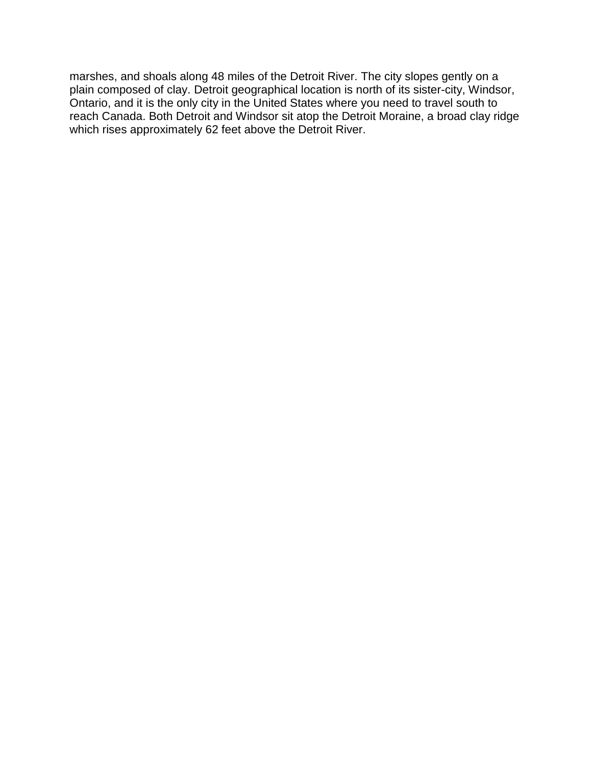marshes, and shoals along 48 miles of the Detroit River. The city slopes gently on a plain composed of clay. Detroit geographical location is north of its sister-city, Windsor, Ontario, and it is the only city in the United States where you need to travel south to reach Canada. Both Detroit and Windsor sit atop the Detroit Moraine, a broad clay ridge which rises approximately 62 feet above the Detroit River.